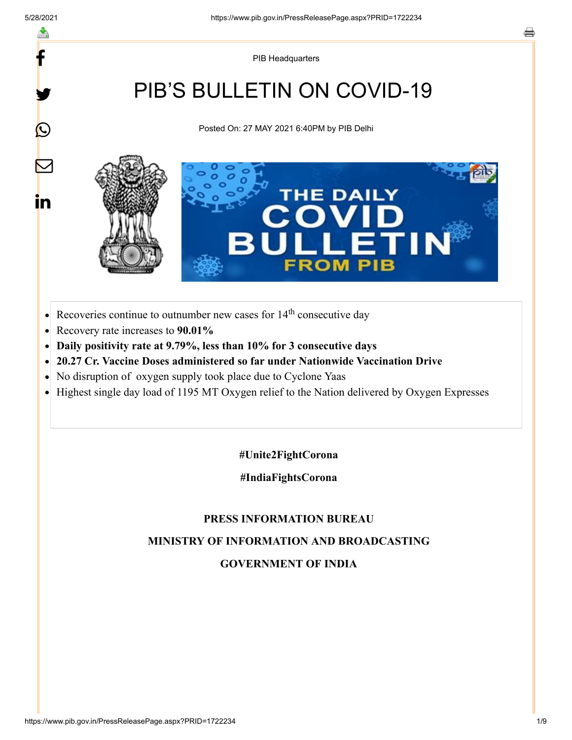PIB Headquarters

# PIB'S BULLETIN ON COVID-19

Posted On: 27 MAY 2021 6:40PM by PIB Delhi

- Recoveries continue to outnumber new cases for 14th consecutive day
- Recovery rate increases to **90.01%**
- **Daily positivity rate at 9.79%, less than 10% for 3 consecutive days**
- **20.27 Cr. Vaccine Doses administered so far under Nationwide Vaccination Drive**
- No disruption of oxygen supply took place due to Cyclone Yaas
- Highest single day load of 1195 MT Oxygen relief to the Nation delivered by Oxygen Expresses

**#Unite2FightCorona**

**#IndiaFightsCorona**

**PRESS INFORMATION BUREAU**

**MINISTRY OF INFORMATION AND BROADCASTING**

**GOVERNMENT OF INDIA**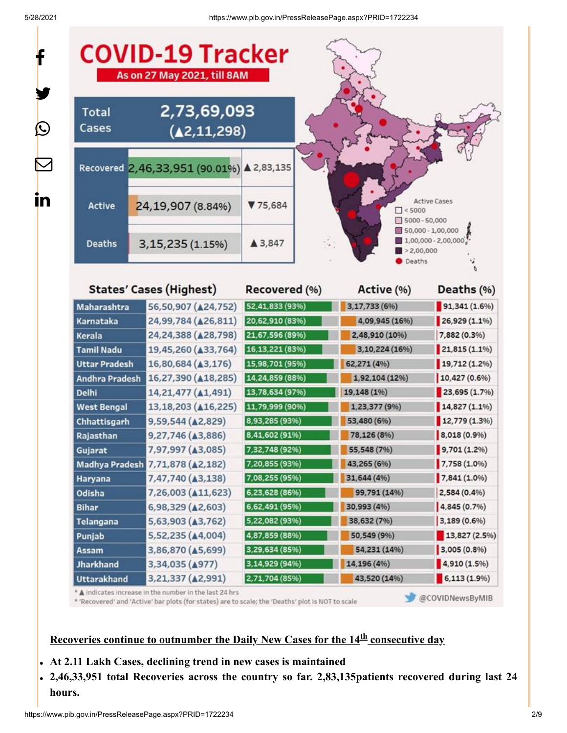# COVID-19 Tracker

**As on 27 May 2021, till 8AM**

| | | |
|---|---|---|
| Total Cases | 2,73,69,093 (▲2,11,298) | |
| Recovered | 2,46,33,951 (90.01%) | ▲2,83,135 |
| Active | 24,19,907 (8.84%) | ▼75,684 |
| Deaths | 3,15,235 (1.15%) | ▲3,847 |

Active Cases: < 5000; 5000 - 50,000; 50,000 - 1,00,000; 1,00,000 - 2,00,000; > 2,00,000; Deaths

| States' Cases (Highest) | | Recovered (%) | Active (%) | Deaths (%) |
|---|---|---|---|---|
| Maharashtra | 56,50,907 (▲24,752) | 52,41,833 (93%) | 3,17,733 (6%) | 91,341 (1.6%) |
| Karnataka | 24,99,784 (▲26,811) | 20,62,910 (83%) | 4,09,945 (16%) | 26,929 (1.1%) |
| Kerala | 24,24,388 (▲28,798) | 21,67,596 (89%) | 2,48,910 (10%) | 7,882 (0.3%) |
| Tamil Nadu | 19,45,260 (▲33,764) | 16,13,221 (83%) | 3,10,224 (16%) | 21,815 (1.1%) |
| Uttar Pradesh | 16,80,684 (▲3,176) | 15,98,701 (95%) | 62,271 (4%) | 19,712 (1.2%) |
| Andhra Pradesh | 16,27,390 (▲18,285) | 14,24,859 (88%) | 1,92,104 (12%) | 10,427 (0.6%) |
| Delhi | 14,21,477 (▲1,491) | 13,78,634 (97%) | 19,148 (1%) | 23,695 (1.7%) |
| West Bengal | 13,18,203 (▲16,225) | 11,79,999 (90%) | 1,23,377 (9%) | 14,827 (1.1%) |
| Chhattisgarh | 9,59,544 (▲2,829) | 8,93,285 (93%) | 53,480 (6%) | 12,779 (1.3%) |
| Rajasthan | 9,27,746 (▲3,886) | 8,41,602 (91%) | 78,126 (8%) | 8,018 (0.9%) |
| Gujarat | 7,97,997 (▲3,085) | 7,32,748 (92%) | 55,548 (7%) | 9,701 (1.2%) |
| Madhya Pradesh | 7,71,878 (▲2,182) | 7,20,855 (93%) | 43,265 (6%) | 7,758 (1.0%) |
| Haryana | 7,47,740 (▲3,138) | 7,08,255 (95%) | 31,644 (4%) | 7,841 (1.0%) |
| Odisha | 7,26,003 (▲11,623) | 6,23,628 (86%) | 99,791 (14%) | 2,584 (0.4%) |
| Bihar | 6,98,329 (▲2,603) | 6,62,491 (95%) | 30,993 (4%) | 4,845 (0.7%) |
| Telangana | 5,63,903 (▲3,762) | 5,22,082 (93%) | 38,632 (7%) | 3,189 (0.6%) |
| Punjab | 5,52,235 (▲4,004) | 4,87,859 (88%) | 50,549 (9%) | 13,827 (2.5%) |
| Assam | 3,86,870 (▲5,699) | 3,29,634 (85%) | 54,231 (14%) | 3,005 (0.8%) |
| Jharkhand | 3,34,035 (▲977) | 3,14,929 (94%) | 14,196 (4%) | 4,910 (1.5%) |
| Uttarakhand | 3,21,337 (▲2,991) | 2,71,704 (85%) | 43,520 (14%) | 6,113 (1.9%) |

* ▲ indicates increase in the number in the last 24 hrs
* 'Recovered' and 'Active' bar plots (for states) are to scale; the 'Deaths' plot is NOT to scale

@COVIDNewsByMIB

**<u>Recoveries continue to outnumber the Daily New Cases for the 14th consecutive day</u>**

- **At 2.11 Lakh Cases, declining trend in new cases is maintained**
- **2,46,33,951 total Recoveries across the country so far. 2,83,135patients recovered during last 24 hours.**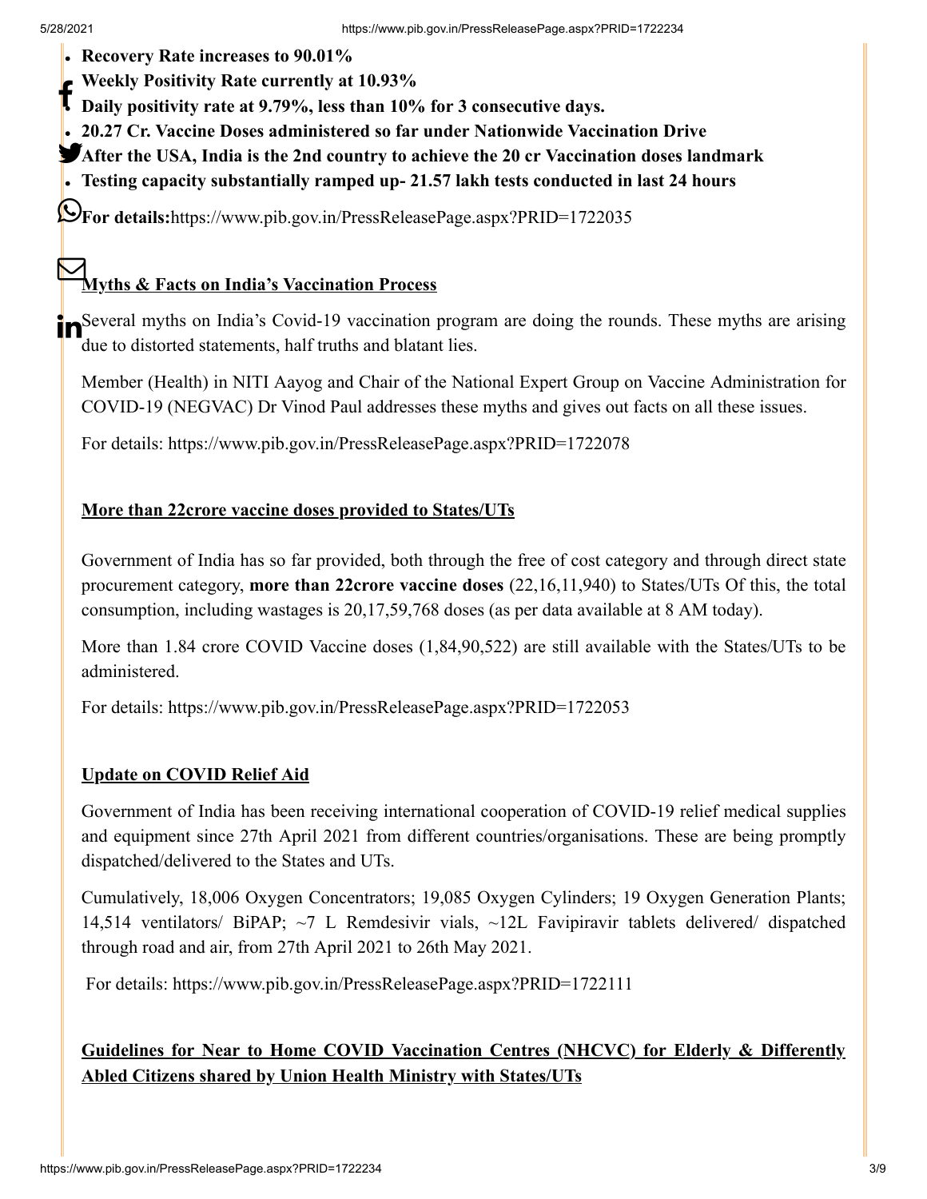- **Recovery Rate increases to 90.01%**
- **Weekly Positivity Rate currently at 10.93%**
- **Daily positivity rate at 9.79%, less than 10% for 3 consecutive days.**
- **20.27 Cr. Vaccine Doses administered so far under Nationwide Vaccination Drive**
- **After the USA, India is the 2nd country to achieve the 20 cr Vaccination doses landmark**
- **Testing capacity substantially ramped up- 21.57 lakh tests conducted in last 24 hours**

**For details:**https://www.pib.gov.in/PressReleasePage.aspx?PRID=1722035

**Myths & Facts on India's Vaccination Process**

Several myths on India's Covid-19 vaccination program are doing the rounds. These myths are arising due to distorted statements, half truths and blatant lies.

Member (Health) in NITI Aayog and Chair of the National Expert Group on Vaccine Administration for COVID-19 (NEGVAC) Dr Vinod Paul addresses these myths and gives out facts on all these issues.

For details: https://www.pib.gov.in/PressReleasePage.aspx?PRID=1722078

**More than 22crore vaccine doses provided to States/UTs**

Government of India has so far provided, both through the free of cost category and through direct state procurement category, **more than 22crore vaccine doses** (22,16,11,940) to States/UTs Of this, the total consumption, including wastages is 20,17,59,768 doses (as per data available at 8 AM today).

More than 1.84 crore COVID Vaccine doses (1,84,90,522) are still available with the States/UTs to be administered.

For details: https://www.pib.gov.in/PressReleasePage.aspx?PRID=1722053

**Update on COVID Relief Aid**

Government of India has been receiving international cooperation of COVID-19 relief medical supplies and equipment since 27th April 2021 from different countries/organisations. These are being promptly dispatched/delivered to the States and UTs.

Cumulatively, 18,006 Oxygen Concentrators; 19,085 Oxygen Cylinders; 19 Oxygen Generation Plants; 14,514 ventilators/ BiPAP; ~7 L Remdesivir vials, ~12L Favipiravir tablets delivered/ dispatched through road and air, from 27th April 2021 to 26th May 2021.

For details: https://www.pib.gov.in/PressReleasePage.aspx?PRID=1722111

**Guidelines for Near to Home COVID Vaccination Centres (NHCVC) for Elderly & Differently Abled Citizens shared by Union Health Ministry with States/UTs**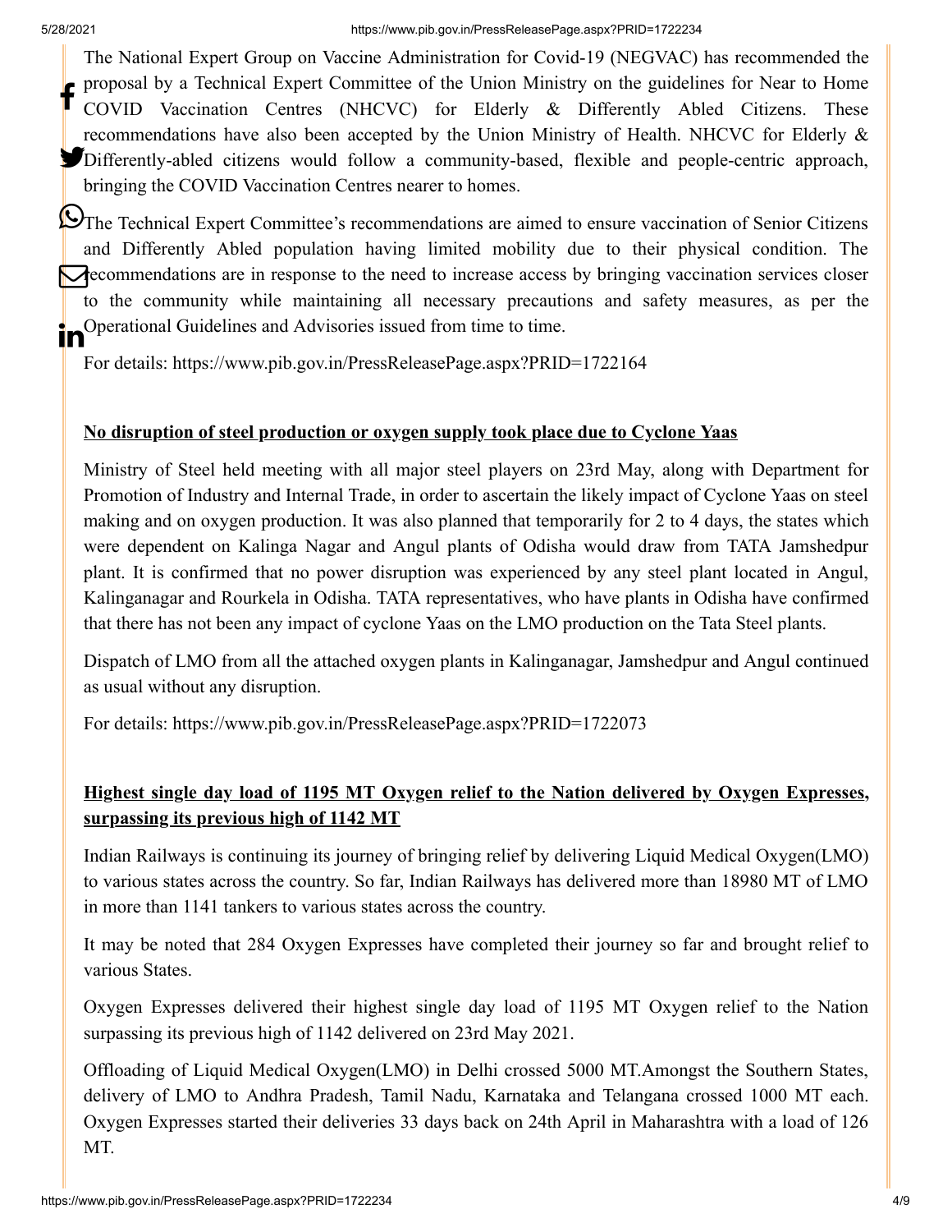The National Expert Group on Vaccine Administration for Covid-19 (NEGVAC) has recommended the proposal by a Technical Expert Committee of the Union Ministry on the guidelines for Near to Home COVID Vaccination Centres (NHCVC) for Elderly & Differently Abled Citizens. These recommendations have also been accepted by the Union Ministry of Health. NHCVC for Elderly & Differently-abled citizens would follow a community-based, flexible and people-centric approach, bringing the COVID Vaccination Centres nearer to homes.

The Technical Expert Committee's recommendations are aimed to ensure vaccination of Senior Citizens and Differently Abled population having limited mobility due to their physical condition. The recommendations are in response to the need to increase access by bringing vaccination services closer to the community while maintaining all necessary precautions and safety measures, as per the Operational Guidelines and Advisories issued from time to time.

For details: https://www.pib.gov.in/PressReleasePage.aspx?PRID=1722164

**No disruption of steel production or oxygen supply took place due to Cyclone Yaas**

Ministry of Steel held meeting with all major steel players on 23rd May, along with Department for Promotion of Industry and Internal Trade, in order to ascertain the likely impact of Cyclone Yaas on steel making and on oxygen production. It was also planned that temporarily for 2 to 4 days, the states which were dependent on Kalinga Nagar and Angul plants of Odisha would draw from TATA Jamshedpur plant. It is confirmed that no power disruption was experienced by any steel plant located in Angul, Kalinganagar and Rourkela in Odisha. TATA representatives, who have plants in Odisha have confirmed that there has not been any impact of cyclone Yaas on the LMO production on the Tata Steel plants.

Dispatch of LMO from all the attached oxygen plants in Kalinganagar, Jamshedpur and Angul continued as usual without any disruption.

For details: https://www.pib.gov.in/PressReleasePage.aspx?PRID=1722073

**Highest single day load of 1195 MT Oxygen relief to the Nation delivered by Oxygen Expresses, surpassing its previous high of 1142 MT**

Indian Railways is continuing its journey of bringing relief by delivering Liquid Medical Oxygen(LMO) to various states across the country. So far, Indian Railways has delivered more than 18980 MT of LMO in more than 1141 tankers to various states across the country.

It may be noted that 284 Oxygen Expresses have completed their journey so far and brought relief to various States.

Oxygen Expresses delivered their highest single day load of 1195 MT Oxygen relief to the Nation surpassing its previous high of 1142 delivered on 23rd May 2021.

Offloading of Liquid Medical Oxygen(LMO) in Delhi crossed 5000 MT.Amongst the Southern States, delivery of LMO to Andhra Pradesh, Tamil Nadu, Karnataka and Telangana crossed 1000 MT each. Oxygen Expresses started their deliveries 33 days back on 24th April in Maharashtra with a load of 126 MT.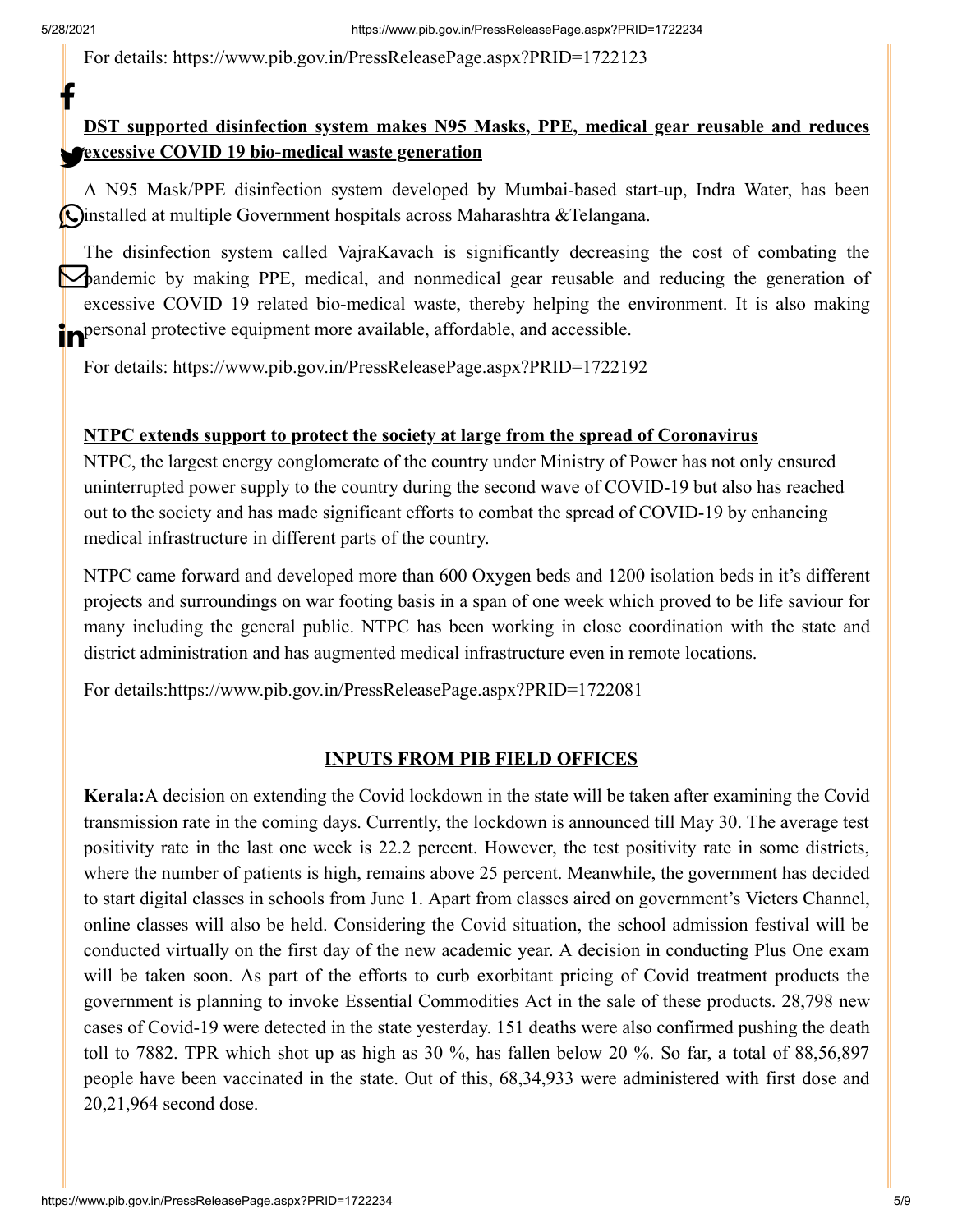For details: https://www.pib.gov.in/PressReleasePage.aspx?PRID=1722123

**DST supported disinfection system makes N95 Masks, PPE, medical gear reusable and reduces excessive COVID 19 bio-medical waste generation**

A N95 Mask/PPE disinfection system developed by Mumbai-based start-up, Indra Water, has been installed at multiple Government hospitals across Maharashtra &Telangana.

The disinfection system called VajraKavach is significantly decreasing the cost of combating the pandemic by making PPE, medical, and nonmedical gear reusable and reducing the generation of excessive COVID 19 related bio-medical waste, thereby helping the environment. It is also making personal protective equipment more available, affordable, and accessible.

For details: https://www.pib.gov.in/PressReleasePage.aspx?PRID=1722192

**NTPC extends support to protect the society at large from the spread of Coronavirus**

NTPC, the largest energy conglomerate of the country under Ministry of Power has not only ensured uninterrupted power supply to the country during the second wave of COVID-19 but also has reached out to the society and has made significant efforts to combat the spread of COVID-19 by enhancing medical infrastructure in different parts of the country.

NTPC came forward and developed more than 600 Oxygen beds and 1200 isolation beds in it's different projects and surroundings on war footing basis in a span of one week which proved to be life saviour for many including the general public. NTPC has been working in close coordination with the state and district administration and has augmented medical infrastructure even in remote locations.

For details:https://www.pib.gov.in/PressReleasePage.aspx?PRID=1722081

## INPUTS FROM PIB FIELD OFFICES

**Kerala:**A decision on extending the Covid lockdown in the state will be taken after examining the Covid transmission rate in the coming days. Currently, the lockdown is announced till May 30. The average test positivity rate in the last one week is 22.2 percent. However, the test positivity rate in some districts, where the number of patients is high, remains above 25 percent. Meanwhile, the government has decided to start digital classes in schools from June 1. Apart from classes aired on government's Victers Channel, online classes will also be held. Considering the Covid situation, the school admission festival will be conducted virtually on the first day of the new academic year. A decision in conducting Plus One exam will be taken soon. As part of the efforts to curb exorbitant pricing of Covid treatment products the government is planning to invoke Essential Commodities Act in the sale of these products. 28,798 new cases of Covid-19 were detected in the state yesterday. 151 deaths were also confirmed pushing the death toll to 7882. TPR which shot up as high as 30 %, has fallen below 20 %. So far, a total of 88,56,897 people have been vaccinated in the state. Out of this, 68,34,933 were administered with first dose and 20,21,964 second dose.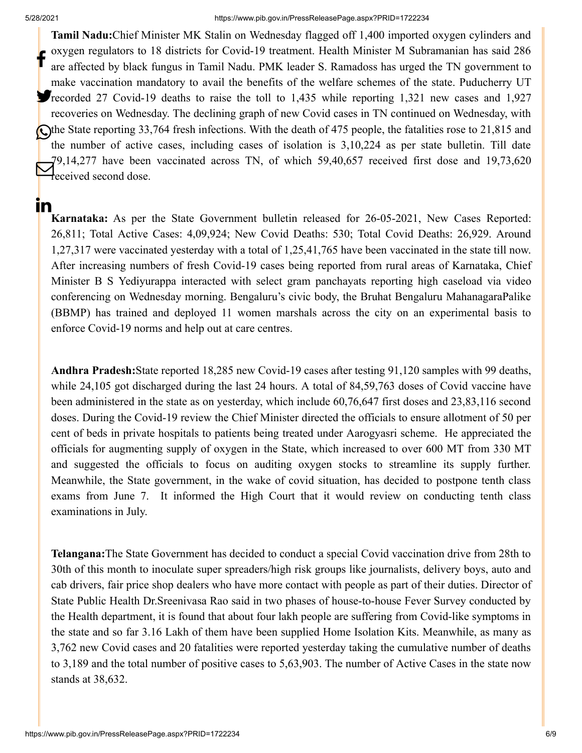**Tamil Nadu:**Chief Minister MK Stalin on Wednesday flagged off 1,400 imported oxygen cylinders and oxygen regulators to 18 districts for Covid-19 treatment. Health Minister M Subramanian has said 286 are affected by black fungus in Tamil Nadu. PMK leader S. Ramadoss has urged the TN government to make vaccination mandatory to avail the benefits of the welfare schemes of the state. Puducherry UT recorded 27 Covid-19 deaths to raise the toll to 1,435 while reporting 1,321 new cases and 1,927 recoveries on Wednesday. The declining graph of new Covid cases in TN continued on Wednesday, with the State reporting 33,764 fresh infections. With the death of 475 people, the fatalities rose to 21,815 and the number of active cases, including cases of isolation is 3,10,224 as per state bulletin. Till date 79,14,277 have been vaccinated across TN, of which 59,40,657 received first dose and 19,73,620 received second dose.

**Karnataka:** As per the State Government bulletin released for 26-05-2021, New Cases Reported: 26,811; Total Active Cases: 4,09,924; New Covid Deaths: 530; Total Covid Deaths: 26,929. Around 1,27,317 were vaccinated yesterday with a total of 1,25,41,765 have been vaccinated in the state till now. After increasing numbers of fresh Covid-19 cases being reported from rural areas of Karnataka, Chief Minister B S Yediyurappa interacted with select gram panchayats reporting high caseload via video conferencing on Wednesday morning. Bengaluru's civic body, the Bruhat Bengaluru MahanagaraPalike (BBMP) has trained and deployed 11 women marshals across the city on an experimental basis to enforce Covid-19 norms and help out at care centres.

**Andhra Pradesh:**State reported 18,285 new Covid-19 cases after testing 91,120 samples with 99 deaths, while 24,105 got discharged during the last 24 hours. A total of 84,59,763 doses of Covid vaccine have been administered in the state as on yesterday, which include 60,76,647 first doses and 23,83,116 second doses. During the Covid-19 review the Chief Minister directed the officials to ensure allotment of 50 per cent of beds in private hospitals to patients being treated under Aarogyasri scheme. He appreciated the officials for augmenting supply of oxygen in the State, which increased to over 600 MT from 330 MT and suggested the officials to focus on auditing oxygen stocks to streamline its supply further. Meanwhile, the State government, in the wake of covid situation, has decided to postpone tenth class exams from June 7. It informed the High Court that it would review on conducting tenth class examinations in July.

**Telangana:**The State Government has decided to conduct a special Covid vaccination drive from 28th to 30th of this month to inoculate super spreaders/high risk groups like journalists, delivery boys, auto and cab drivers, fair price shop dealers who have more contact with people as part of their duties. Director of State Public Health Dr.Sreenivasa Rao said in two phases of house-to-house Fever Survey conducted by the Health department, it is found that about four lakh people are suffering from Covid-like symptoms in the state and so far 3.16 Lakh of them have been supplied Home Isolation Kits. Meanwhile, as many as 3,762 new Covid cases and 20 fatalities were reported yesterday taking the cumulative number of deaths to 3,189 and the total number of positive cases to 5,63,903. The number of Active Cases in the state now stands at 38,632.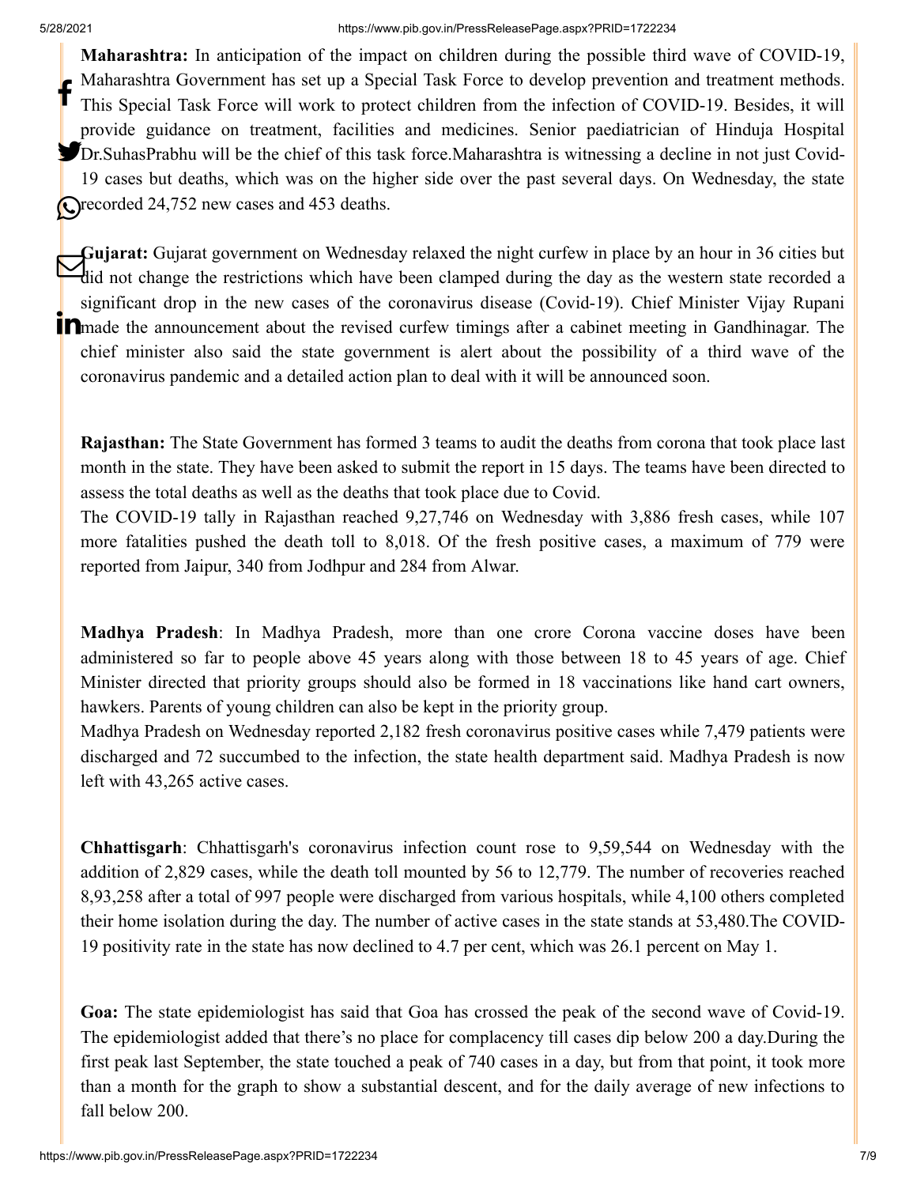**Maharashtra:** In anticipation of the impact on children during the possible third wave of COVID-19, Maharashtra Government has set up a Special Task Force to develop prevention and treatment methods. This Special Task Force will work to protect children from the infection of COVID-19. Besides, it will provide guidance on treatment, facilities and medicines. Senior paediatrician of Hinduja Hospital Dr.SuhasPrabhu will be the chief of this task force.Maharashtra is witnessing a decline in not just Covid-19 cases but deaths, which was on the higher side over the past several days. On Wednesday, the state recorded 24,752 new cases and 453 deaths.

**Gujarat:** Gujarat government on Wednesday relaxed the night curfew in place by an hour in 36 cities but did not change the restrictions which have been clamped during the day as the western state recorded a significant drop in the new cases of the coronavirus disease (Covid-19). Chief Minister Vijay Rupani made the announcement about the revised curfew timings after a cabinet meeting in Gandhinagar. The chief minister also said the state government is alert about the possibility of a third wave of the coronavirus pandemic and a detailed action plan to deal with it will be announced soon.

**Rajasthan:** The State Government has formed 3 teams to audit the deaths from corona that took place last month in the state. They have been asked to submit the report in 15 days. The teams have been directed to assess the total deaths as well as the deaths that took place due to Covid.

The COVID-19 tally in Rajasthan reached 9,27,746 on Wednesday with 3,886 fresh cases, while 107 more fatalities pushed the death toll to 8,018. Of the fresh positive cases, a maximum of 779 were reported from Jaipur, 340 from Jodhpur and 284 from Alwar.

**Madhya Pradesh**: In Madhya Pradesh, more than one crore Corona vaccine doses have been administered so far to people above 45 years along with those between 18 to 45 years of age. Chief Minister directed that priority groups should also be formed in 18 vaccinations like hand cart owners, hawkers. Parents of young children can also be kept in the priority group.

Madhya Pradesh on Wednesday reported 2,182 fresh coronavirus positive cases while 7,479 patients were discharged and 72 succumbed to the infection, the state health department said. Madhya Pradesh is now left with 43,265 active cases.

**Chhattisgarh**: Chhattisgarh's coronavirus infection count rose to 9,59,544 on Wednesday with the addition of 2,829 cases, while the death toll mounted by 56 to 12,779. The number of recoveries reached 8,93,258 after a total of 997 people were discharged from various hospitals, while 4,100 others completed their home isolation during the day. The number of active cases in the state stands at 53,480.The COVID-19 positivity rate in the state has now declined to 4.7 per cent, which was 26.1 percent on May 1.

**Goa:** The state epidemiologist has said that Goa has crossed the peak of the second wave of Covid-19. The epidemiologist added that there's no place for complacency till cases dip below 200 a day.During the first peak last September, the state touched a peak of 740 cases in a day, but from that point, it took more than a month for the graph to show a substantial descent, and for the daily average of new infections to fall below 200.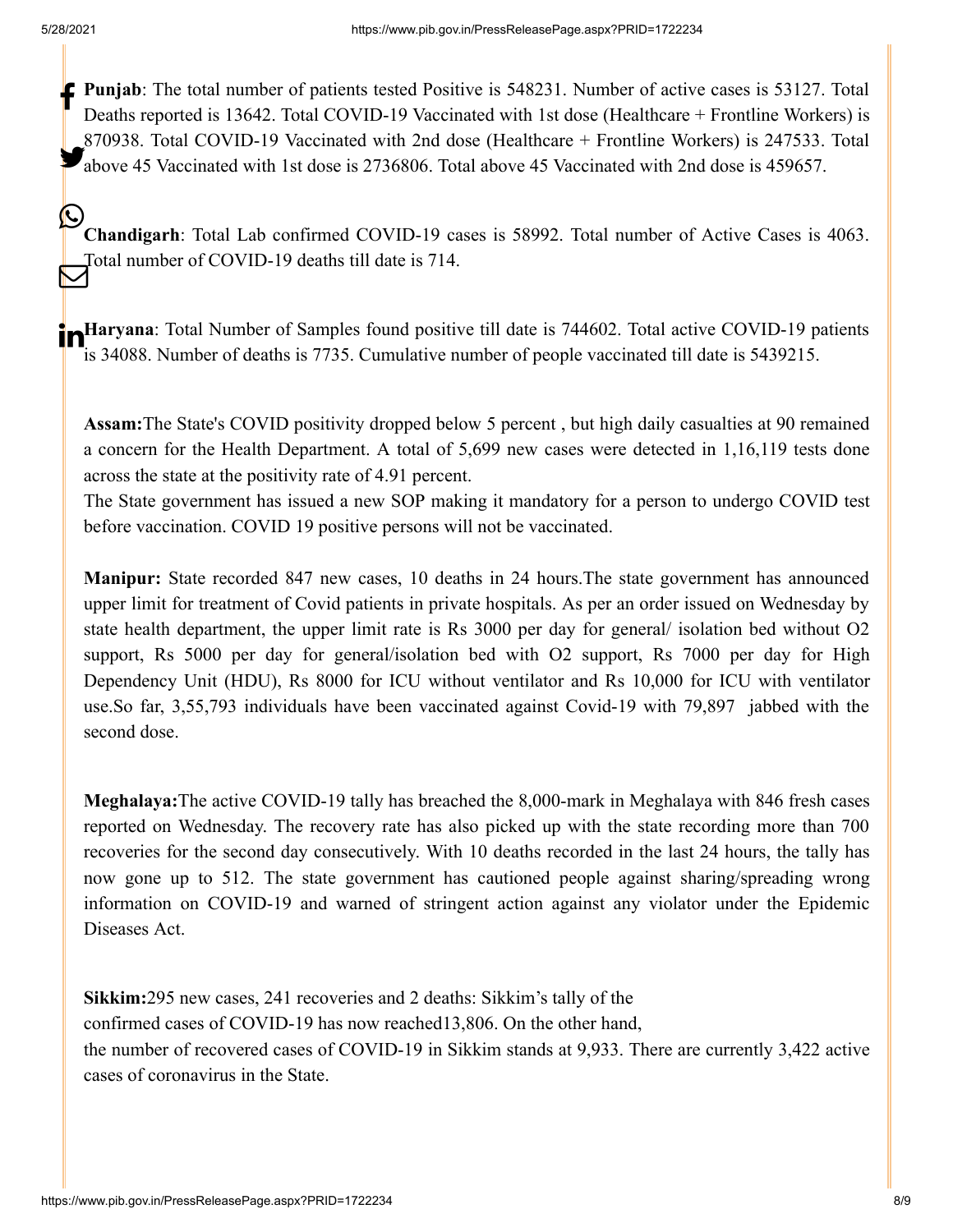**Punjab**: The total number of patients tested Positive is 548231. Number of active cases is 53127. Total Deaths reported is 13642. Total COVID-19 Vaccinated with 1st dose (Healthcare + Frontline Workers) is 870938. Total COVID-19 Vaccinated with 2nd dose (Healthcare + Frontline Workers) is 247533. Total above 45 Vaccinated with 1st dose is 2736806. Total above 45 Vaccinated with 2nd dose is 459657.

**Chandigarh**: Total Lab confirmed COVID-19 cases is 58992. Total number of Active Cases is 4063. Total number of COVID-19 deaths till date is 714.

**Haryana**: Total Number of Samples found positive till date is 744602. Total active COVID-19 patients is 34088. Number of deaths is 7735. Cumulative number of people vaccinated till date is 5439215.

**Assam:**The State's COVID positivity dropped below 5 percent , but high daily casualties at 90 remained a concern for the Health Department. A total of 5,699 new cases were detected in 1,16,119 tests done across the state at the positivity rate of 4.91 percent.
The State government has issued a new SOP making it mandatory for a person to undergo COVID test before vaccination. COVID 19 positive persons will not be vaccinated.

**Manipur:** State recorded 847 new cases, 10 deaths in 24 hours.The state government has announced upper limit for treatment of Covid patients in private hospitals. As per an order issued on Wednesday by state health department, the upper limit rate is Rs 3000 per day for general/ isolation bed without O2 support, Rs 5000 per day for general/isolation bed with O2 support, Rs 7000 per day for High Dependency Unit (HDU), Rs 8000 for ICU without ventilator and Rs 10,000 for ICU with ventilator use.So far, 3,55,793 individuals have been vaccinated against Covid-19 with 79,897 jabbed with the second dose.

**Meghalaya:**The active COVID-19 tally has breached the 8,000-mark in Meghalaya with 846 fresh cases reported on Wednesday. The recovery rate has also picked up with the state recording more than 700 recoveries for the second day consecutively. With 10 deaths recorded in the last 24 hours, the tally has now gone up to 512. The state government has cautioned people against sharing/spreading wrong information on COVID-19 and warned of stringent action against any violator under the Epidemic Diseases Act.

**Sikkim:**295 new cases, 241 recoveries and 2 deaths: Sikkim's tally of the confirmed cases of COVID-19 has now reached13,806. On the other hand, the number of recovered cases of COVID-19 in Sikkim stands at 9,933. There are currently 3,422 active cases of coronavirus in the State.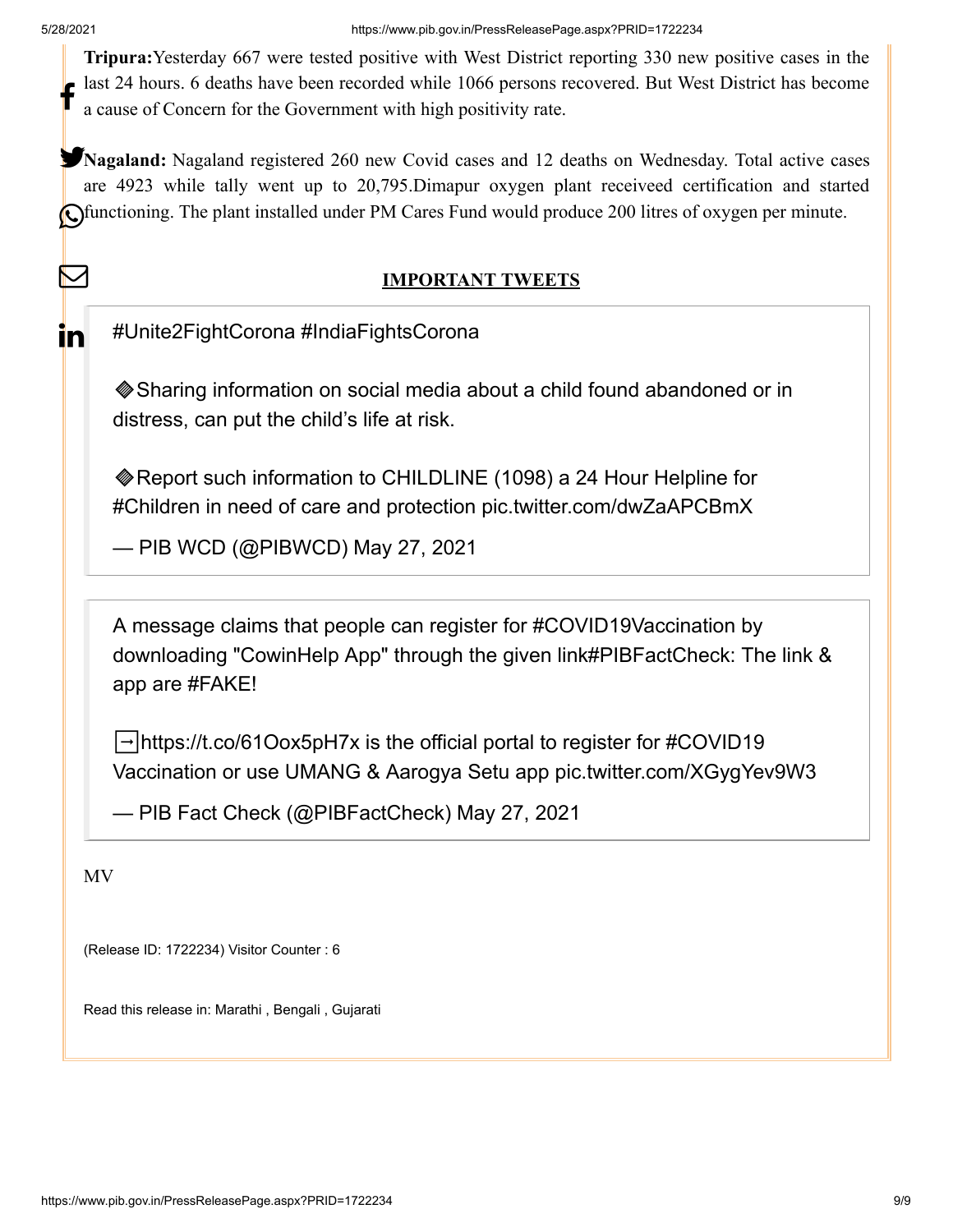**Tripura:** Yesterday 667 were tested positive with West District reporting 330 new positive cases in the last 24 hours. 6 deaths have been recorded while 1066 persons recovered. But West District has become a cause of Concern for the Government with high positivity rate.

**Nagaland:** Nagaland registered 260 new Covid cases and 12 deaths on Wednesday. Total active cases are 4923 while tally went up to 20,795.Dimapur oxygen plant receiveed certification and started functioning. The plant installed under PM Cares Fund would produce 200 litres of oxygen per minute.

**IMPORTANT TWEETS**

> #Unite2FightCorona #IndiaFightsCorona
>
> 🔷Sharing information on social media about a child found abandoned or in distress, can put the child's life at risk.
>
> 🔷Report such information to CHILDLINE (1098) a 24 Hour Helpline for #Children in need of care and protection pic.twitter.com/dwZaAPCBmX
>
> — PIB WCD (@PIBWCD) May 27, 2021

> A message claims that people can register for #COVID19Vaccination by downloading "CowinHelp App" through the given link#PIBFactCheck: The link & app are #FAKE!
>
> ➡️https://t.co/61Oox5pH7x is the official portal to register for #COVID19 Vaccination or use UMANG & Aarogya Setu app pic.twitter.com/XGygYev9W3
>
> — PIB Fact Check (@PIBFactCheck) May 27, 2021

MV

(Release ID: 1722234) Visitor Counter : 6

Read this release in: Marathi , Bengali , Gujarati